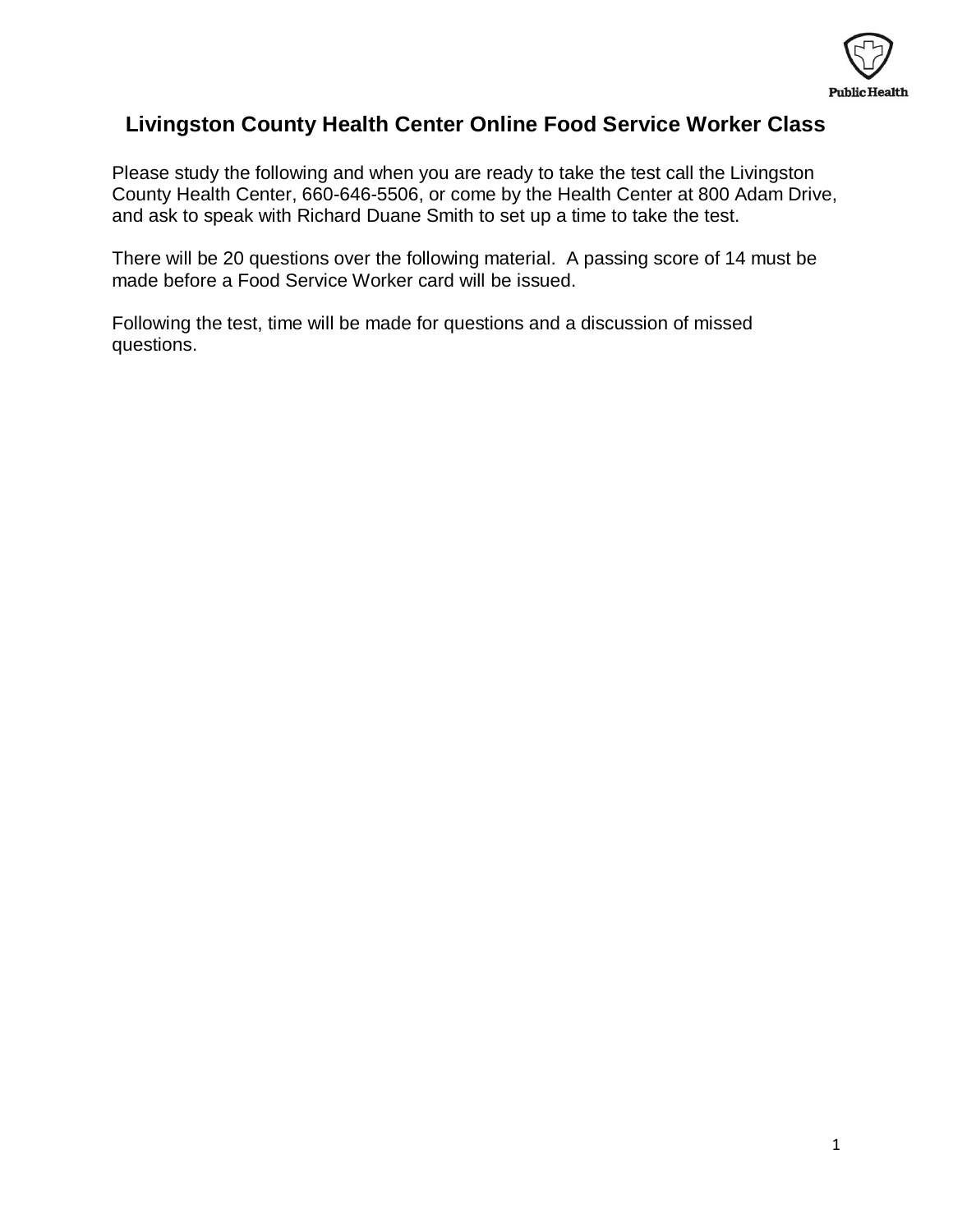# Livingston County Health Center Online Food Service Worker Class

Please study the following and when you are ready to take the test call the Livingston County Health Center, 660-646-5506, or come by the Health Center at 800 Adam Drive, and ask to speak with Richard Duane Smith to set up a time to take the test.

There will be 20 questions over the following material. A passing score of 14 must be made before a Food Service Worker card will be issued.

Following the test, time will be made for questions and a discussion of missed questions.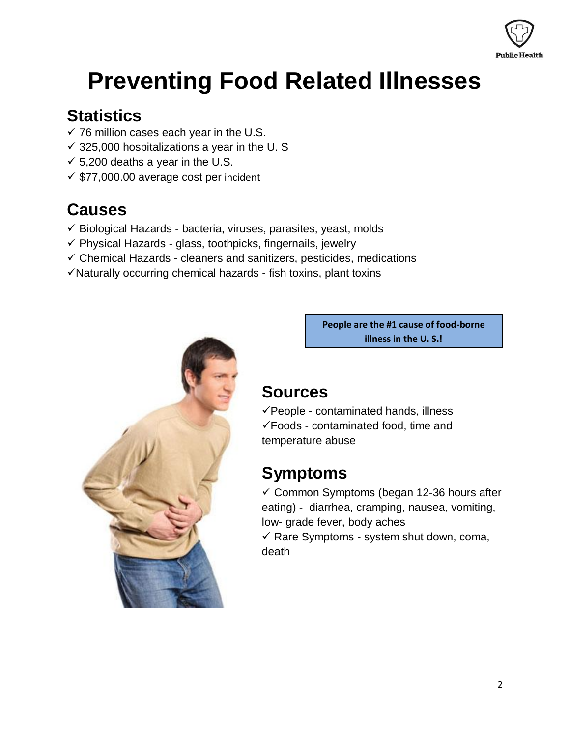# Preventing Food Related Illnesses

## Statistics

- ✓ 76 million cases each year in the U.S.
- ✓ 325,000 hospitalizations a year in the U. S
- ✓ 5,200 deaths a year in the U.S.
- ✓ $77,000.00 average cost per incident

## Causes

- ✓ Biological Hazards - bacteria, viruses, parasites, yeast, molds
- ✓ Physical Hazards - glass, toothpicks, fingernails, jewelry
- ✓ Chemical Hazards - cleaners and sanitizers, pesticides, medications
- ✓ Naturally occurring chemical hazards - fish toxins, plant toxins

**People are the #1 cause of food-borne illness in the U. S.!**

## Sources

- ✓ People - contaminated hands, illness
- ✓ Foods - contaminated food, time and temperature abuse

## Symptoms

- ✓ Common Symptoms (began 12-36 hours after eating) - diarrhea, cramping, nausea, vomiting, low- grade fever, body aches
- ✓ Rare Symptoms - system shut down, coma, death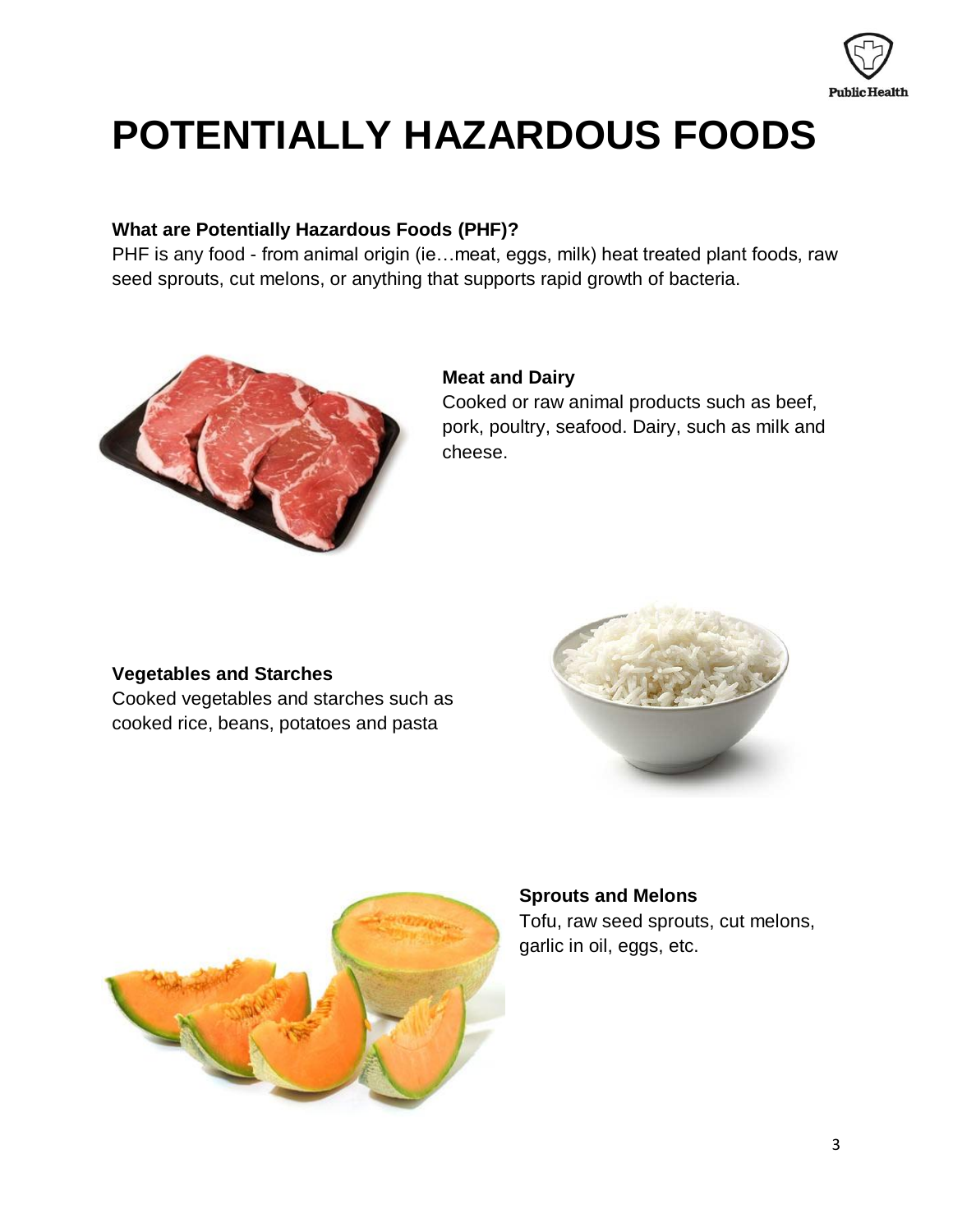# POTENTIALLY HAZARDOUS FOODS

**What are Potentially Hazardous Foods (PHF)?**

PHF is any food - from animal origin (ie…meat, eggs, milk) heat treated plant foods, raw seed sprouts, cut melons, or anything that supports rapid growth of bacteria.

**Meat and Dairy**

Cooked or raw animal products such as beef, pork, poultry, seafood. Dairy, such as milk and cheese.

**Vegetables and Starches**

Cooked vegetables and starches such as cooked rice, beans, potatoes and pasta

**Sprouts and Melons**

Tofu, raw seed sprouts, cut melons, garlic in oil, eggs, etc.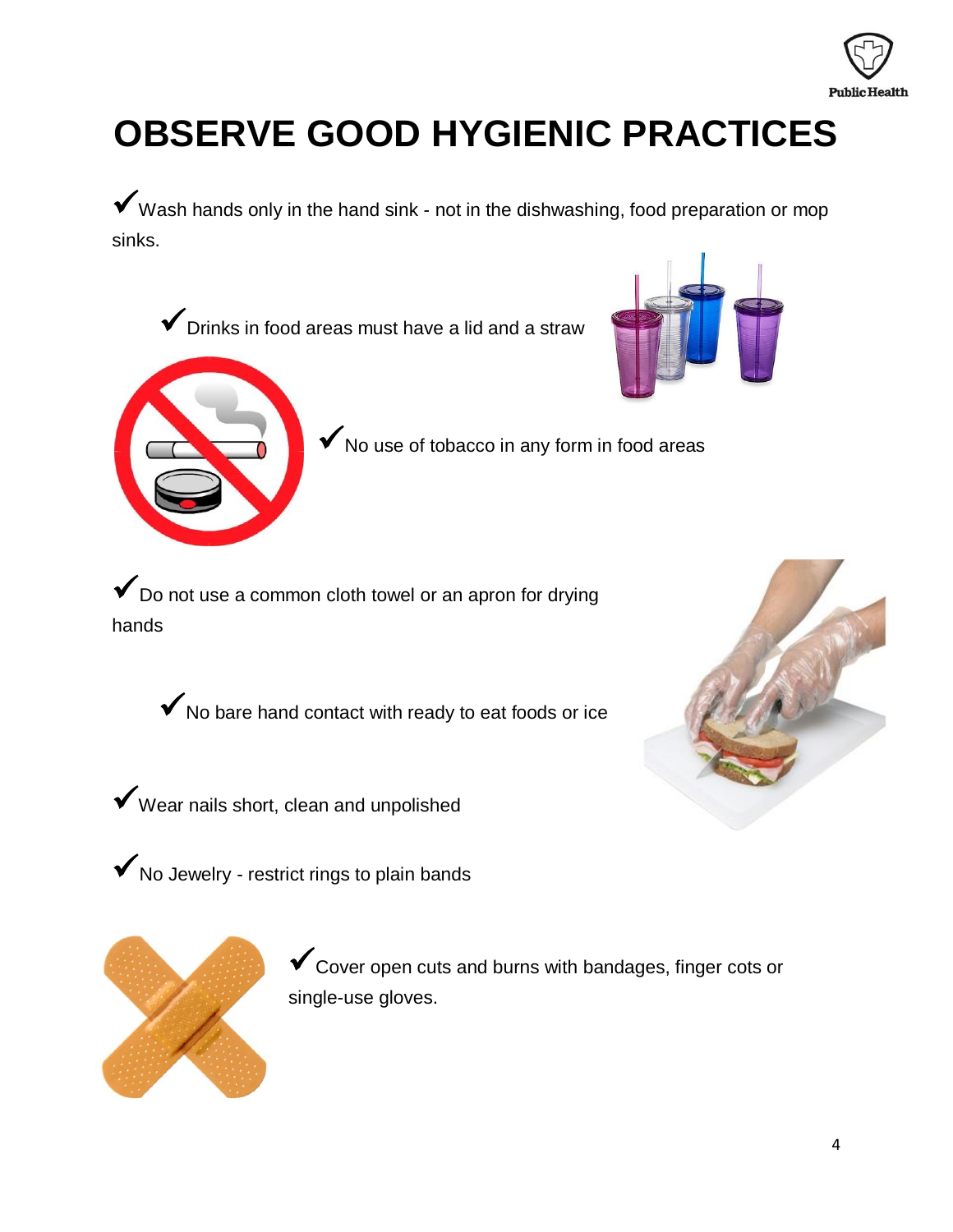# OBSERVE GOOD HYGIENIC PRACTICES

✓ Wash hands only in the hand sink - not in the dishwashing, food preparation or mop sinks.

✓ Drinks in food areas must have a lid and a straw

✓ No use of tobacco in any form in food areas

✓ Do not use a common cloth towel or an apron for drying hands

✓ No bare hand contact with ready to eat foods or ice

✓ Wear nails short, clean and unpolished

✓ No Jewelry - restrict rings to plain bands

✓ Cover open cuts and burns with bandages, finger cots or single-use gloves.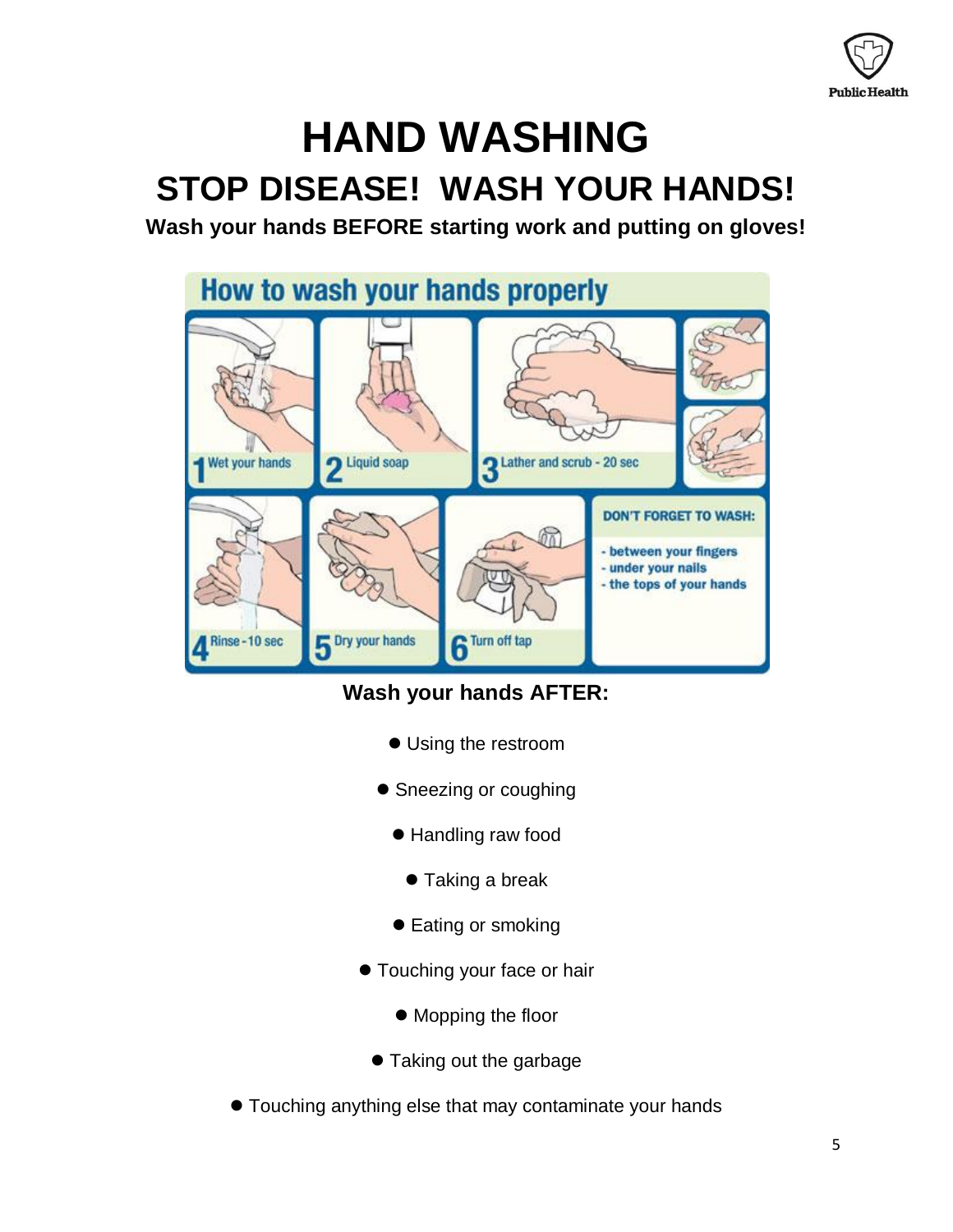# HAND WASHING

## STOP DISEASE! WASH YOUR HANDS!

**Wash your hands BEFORE starting work and putting on gloves!**

### How to wash your hands properly

1. Wet your hands
2. Liquid soap
3. Lather and scrub - 20 sec
4. Rinse - 10 sec
5. Dry your hands
6. Turn off tap

**DON'T FORGET TO WASH:**

- between your fingers
- under your nails
- the tops of your hands

**Wash your hands AFTER:**

- Using the restroom
- Sneezing or coughing
- Handling raw food
- Taking a break
- Eating or smoking
- Touching your face or hair
- Mopping the floor
- Taking out the garbage
- Touching anything else that may contaminate your hands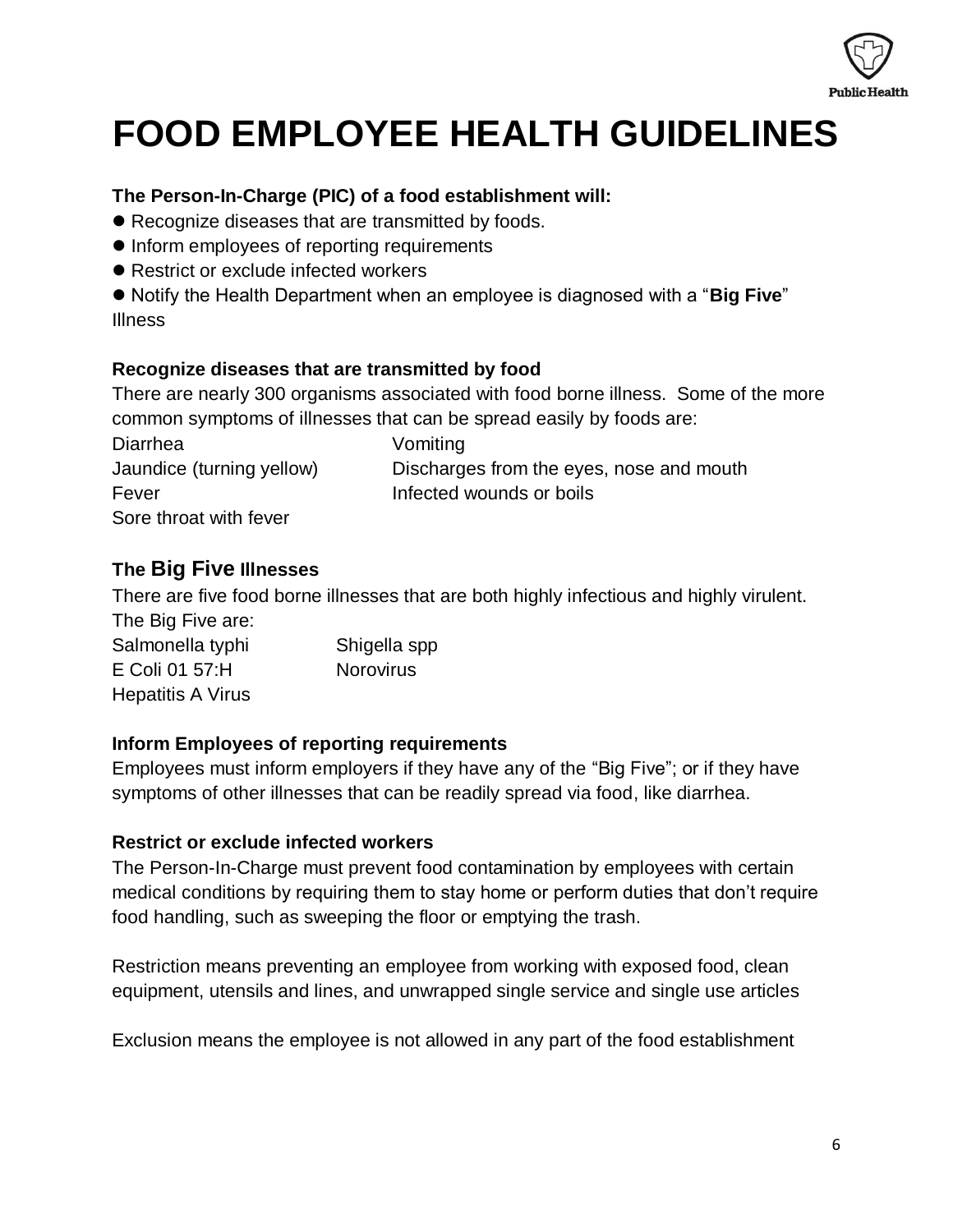# FOOD EMPLOYEE HEALTH GUIDELINES

**The Person-In-Charge (PIC) of a food establishment will:**

- Recognize diseases that are transmitted by foods.
- Inform employees of reporting requirements
- Restrict or exclude infected workers
- Notify the Health Department when an employee is diagnosed with a "**Big Five**" Illness

**Recognize diseases that are transmitted by food**

There are nearly 300 organisms associated with food borne illness. Some of the more common symptoms of illnesses that can be spread easily by foods are:

| | |
|---|---|
| Diarrhea | Vomiting |
| Jaundice (turning yellow) | Discharges from the eyes, nose and mouth |
| Fever | Infected wounds or boils |
| Sore throat with fever | |

### The Big Five Illnesses

There are five food borne illnesses that are both highly infectious and highly virulent. The Big Five are:

| | |
|---|---|
| Salmonella typhi | Shigella spp |
| E Coli 01 57:H | Norovirus |
| Hepatitis A Virus | |

**Inform Employees of reporting requirements**

Employees must inform employers if they have any of the "Big Five"; or if they have symptoms of other illnesses that can be readily spread via food, like diarrhea.

**Restrict or exclude infected workers**

The Person-In-Charge must prevent food contamination by employees with certain medical conditions by requiring them to stay home or perform duties that don't require food handling, such as sweeping the floor or emptying the trash.

Restriction means preventing an employee from working with exposed food, clean equipment, utensils and lines, and unwrapped single service and single use articles

Exclusion means the employee is not allowed in any part of the food establishment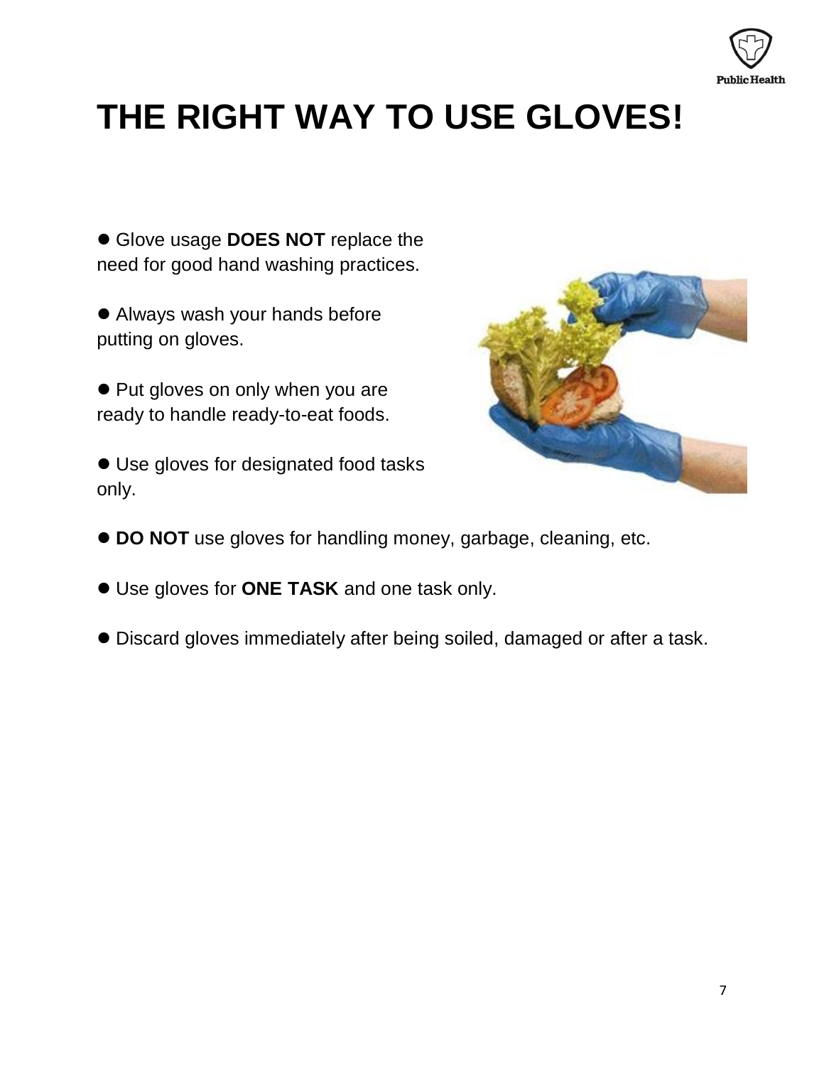# THE RIGHT WAY TO USE GLOVES!

- Glove usage **DOES NOT** replace the need for good hand washing practices.

- Always wash your hands before putting on gloves.

- Put gloves on only when you are ready to handle ready-to-eat foods.

- Use gloves for designated food tasks only.

- **DO NOT** use gloves for handling money, garbage, cleaning, etc.

- Use gloves for **ONE TASK** and one task only.

- Discard gloves immediately after being soiled, damaged or after a task.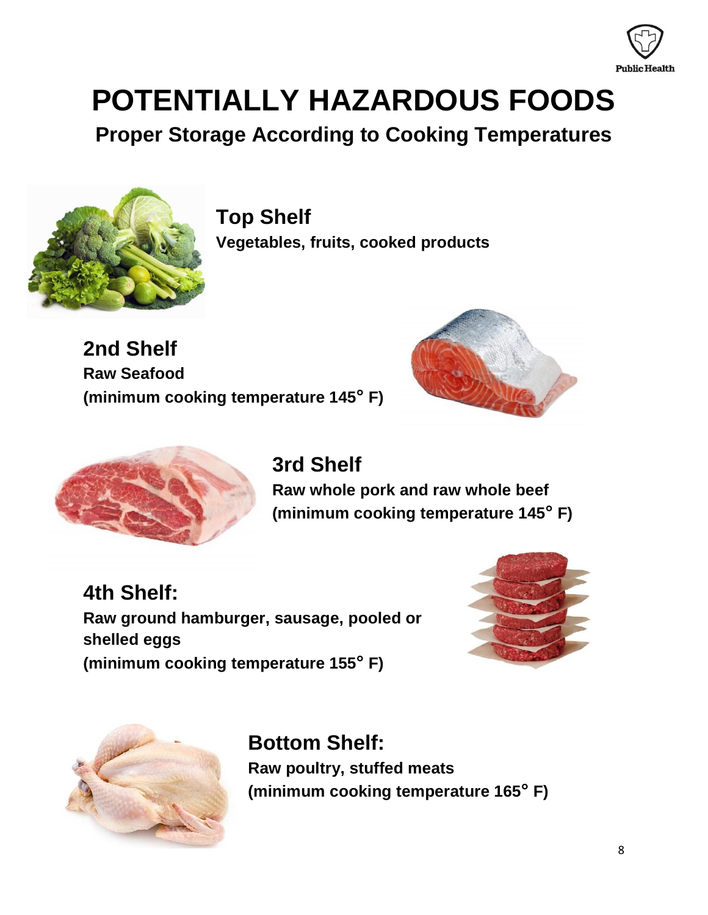# POTENTIALLY HAZARDOUS FOODS

## Proper Storage According to Cooking Temperatures

### Top Shelf

**Vegetables, fruits, cooked products**

### 2nd Shelf

**Raw Seafood**
**(minimum cooking temperature 145° F)**

### 3rd Shelf

**Raw whole pork and raw whole beef**
**(minimum cooking temperature 145° F)**

### 4th Shelf:

**Raw ground hamburger, sausage, pooled or shelled eggs**
**(minimum cooking temperature 155° F)**

### Bottom Shelf:

**Raw poultry, stuffed meats**
**(minimum cooking temperature 165° F)**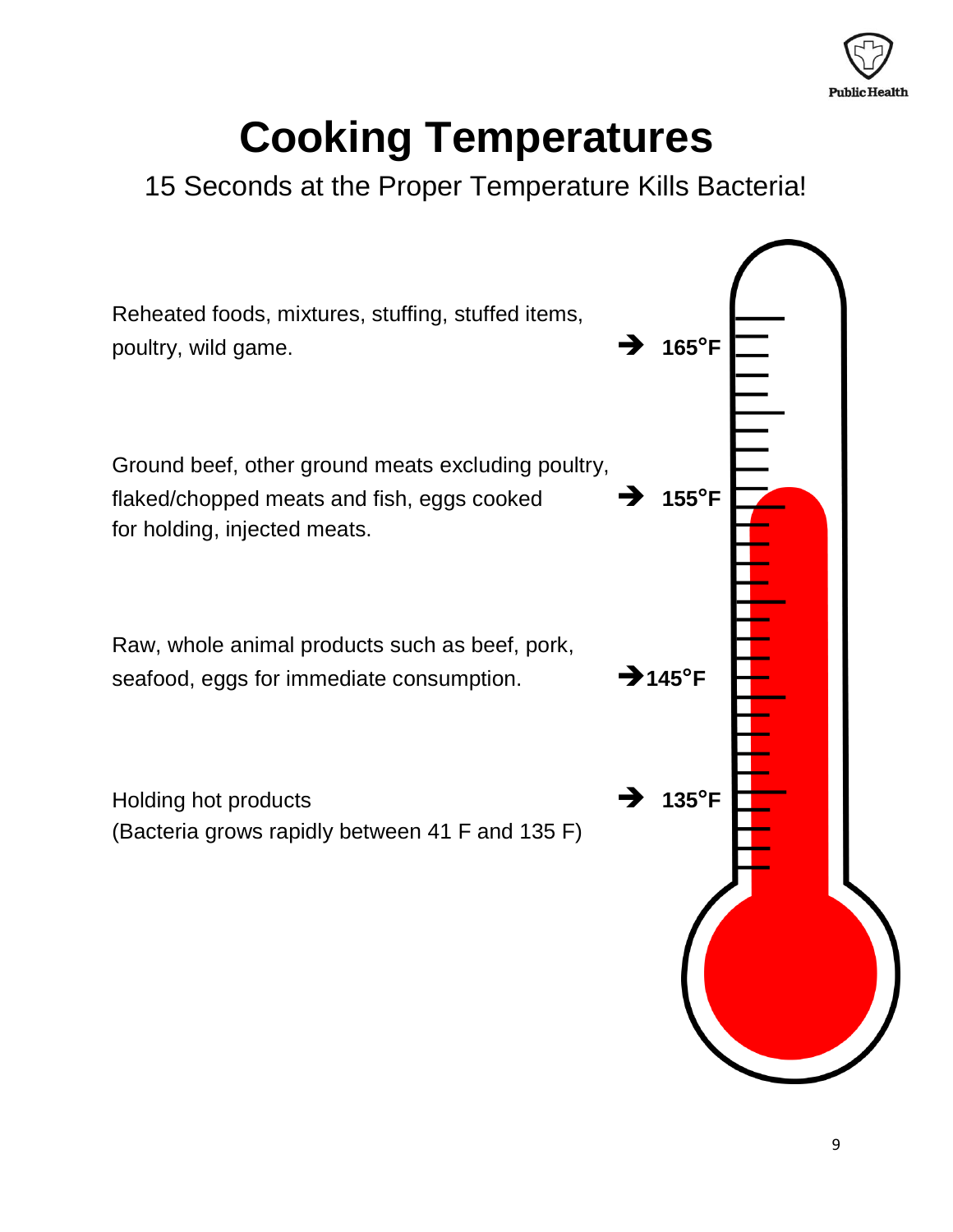# Cooking Temperatures

15 Seconds at the Proper Temperature Kills Bacteria!

Reheated foods, mixtures, stuffing, stuffed items, poultry, wild game. ➔ **165°F**

Ground beef, other ground meats excluding poultry, flaked/chopped meats and fish, eggs cooked for holding, injected meats. ➔ **155°F**

Raw, whole animal products such as beef, pork, seafood, eggs for immediate consumption. ➔ **145°F**

Holding hot products ➔ **135°F**
(Bacteria grows rapidly between 41 F and 135 F)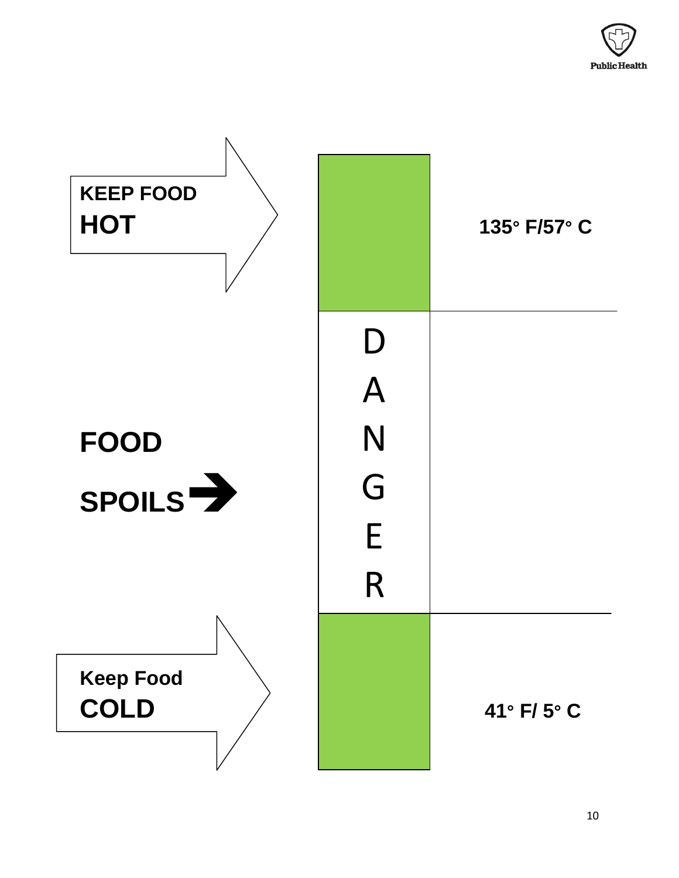**KEEP FOOD**
**HOT**

**135° F/57° C**

D
A
N
G
E
R

**FOOD**

**SPOILS** ➔

**Keep Food**
**COLD**

**41° F/ 5° C**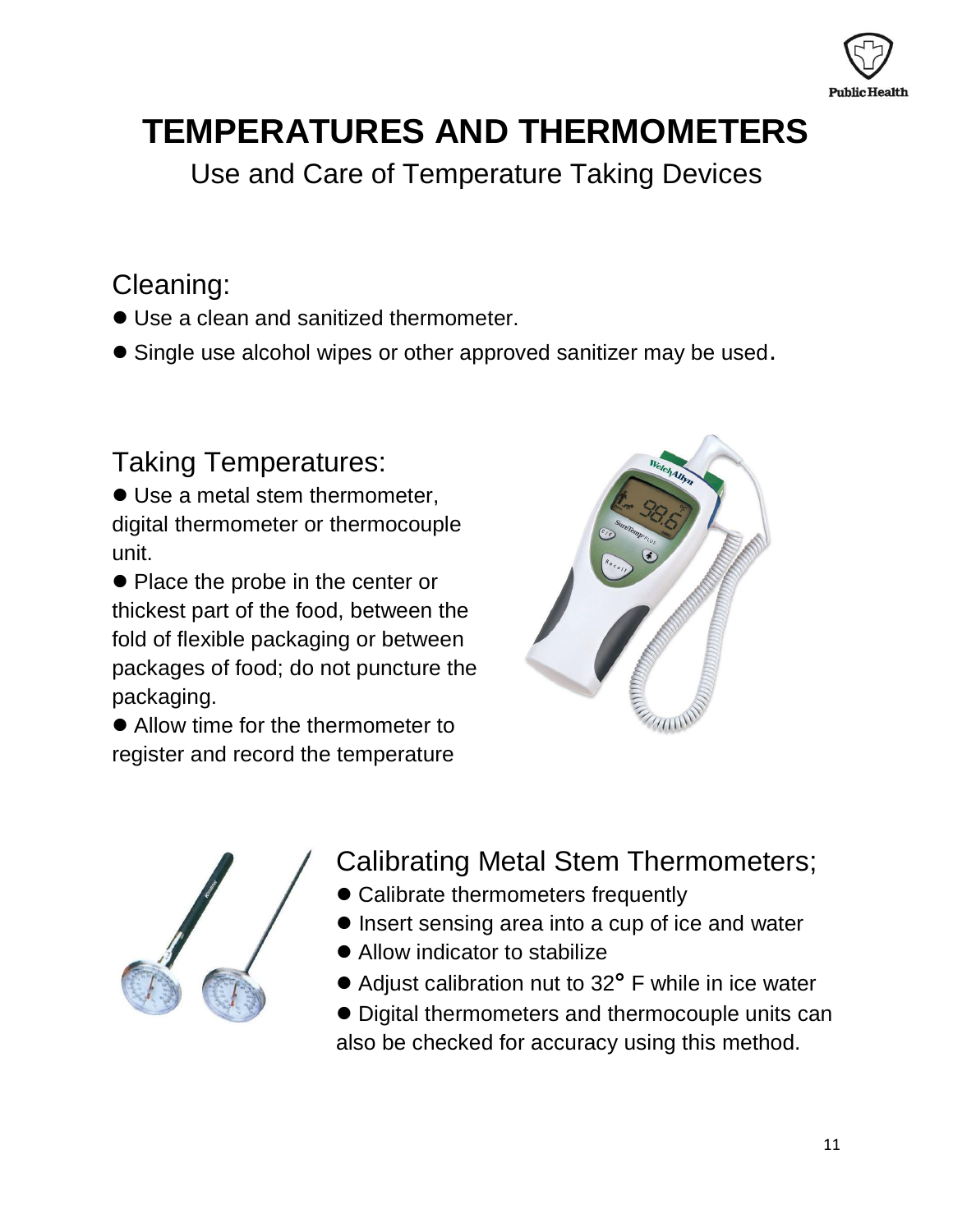# TEMPERATURES AND THERMOMETERS

## Use and Care of Temperature Taking Devices

### Cleaning:

- Use a clean and sanitized thermometer.
- Single use alcohol wipes or other approved sanitizer may be used.

### Taking Temperatures:

- Use a metal stem thermometer, digital thermometer or thermocouple unit.
- Place the probe in the center or thickest part of the food, between the fold of flexible packaging or between packages of food; do not puncture the packaging.
- Allow time for the thermometer to register and record the temperature

### Calibrating Metal Stem Thermometers;

- Calibrate thermometers frequently
- Insert sensing area into a cup of ice and water
- Allow indicator to stabilize
- Adjust calibration nut to 32° F while in ice water
- Digital thermometers and thermocouple units can also be checked for accuracy using this method.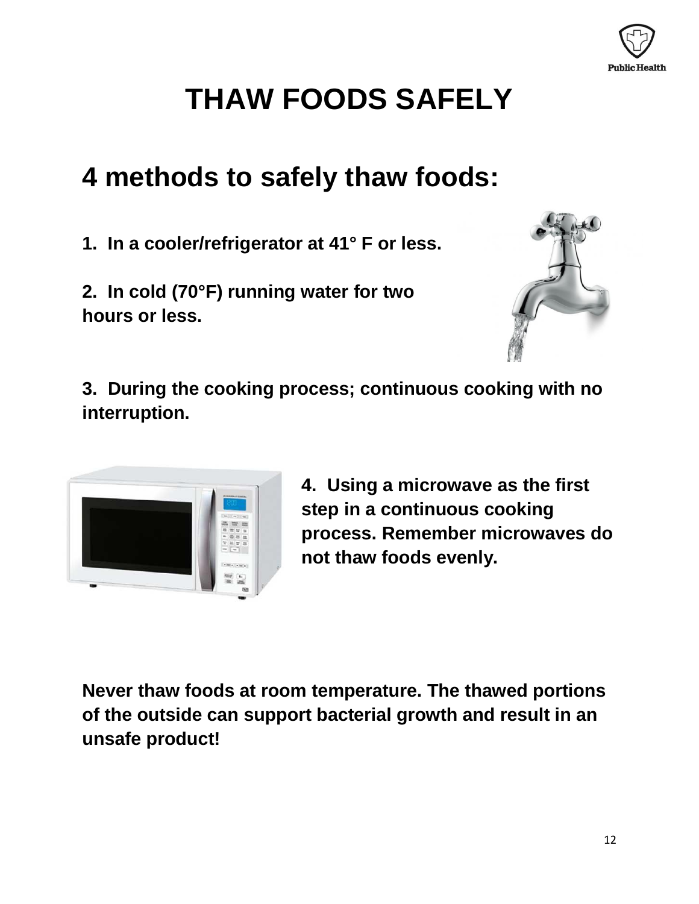# THAW FOODS SAFELY

## 4 methods to safely thaw foods:

**1. In a cooler/refrigerator at 41° F or less.**

**2. In cold (70°F) running water for two hours or less.**

**3. During the cooking process; continuous cooking with no interruption.**

**4. Using a microwave as the first step in a continuous cooking process. Remember microwaves do not thaw foods evenly.**

**Never thaw foods at room temperature. The thawed portions of the outside can support bacterial growth and result in an unsafe product!**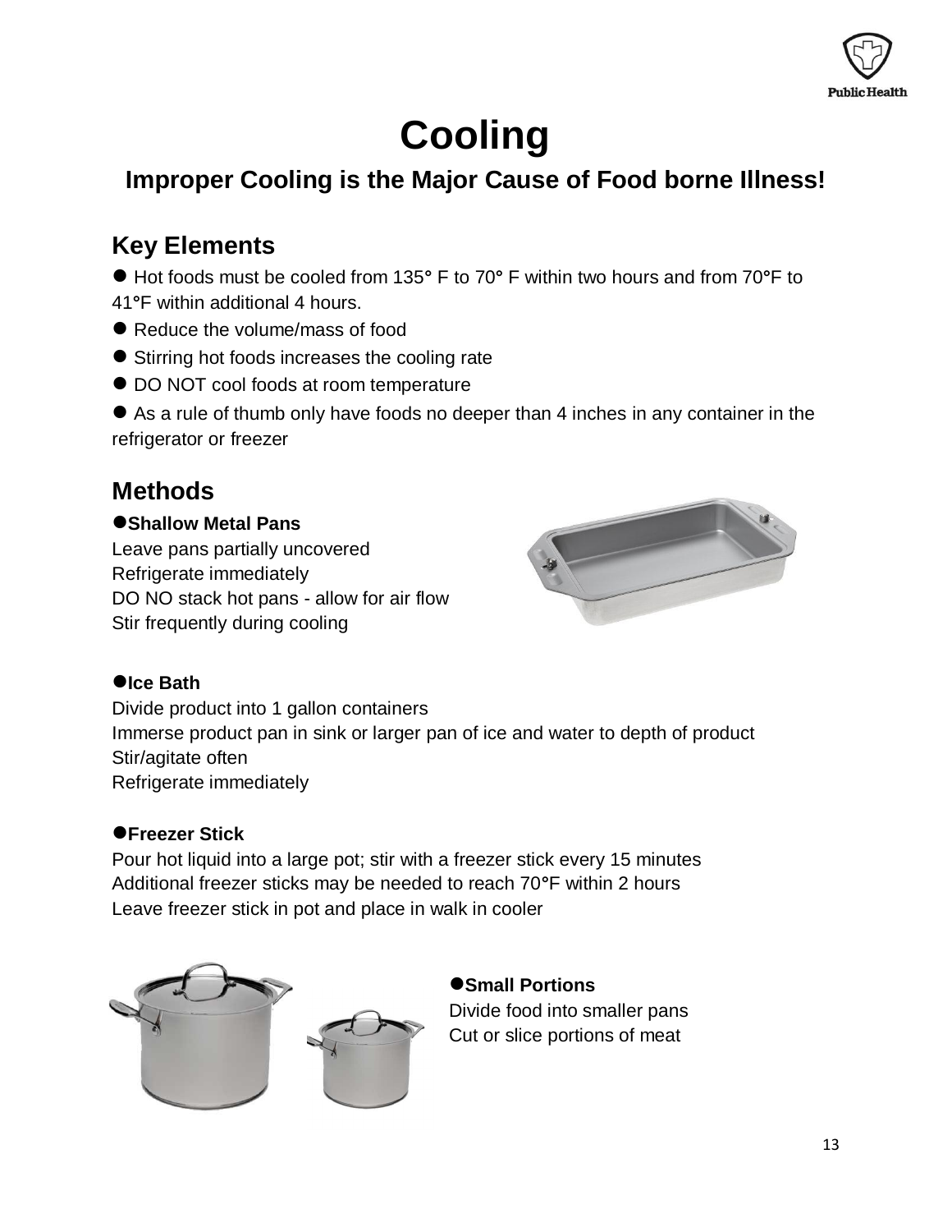# Cooling

## Improper Cooling is the Major Cause of Food borne Illness!

### Key Elements

- Hot foods must be cooled from 135° F to 70° F within two hours and from 70°F to 41°F within additional 4 hours.
- Reduce the volume/mass of food
- Stirring hot foods increases the cooling rate
- DO NOT cool foods at room temperature
- As a rule of thumb only have foods no deeper than 4 inches in any container in the refrigerator or freezer

### Methods

- **Shallow Metal Pans**

Leave pans partially uncovered
Refrigerate immediately
DO NO stack hot pans - allow for air flow
Stir frequently during cooling

- **Ice Bath**

Divide product into 1 gallon containers
Immerse product pan in sink or larger pan of ice and water to depth of product
Stir/agitate often
Refrigerate immediately

- **Freezer Stick**

Pour hot liquid into a large pot; stir with a freezer stick every 15 minutes
Additional freezer sticks may be needed to reach 70°F within 2 hours
Leave freezer stick in pot and place in walk in cooler

- **Small Portions**

Divide food into smaller pans
Cut or slice portions of meat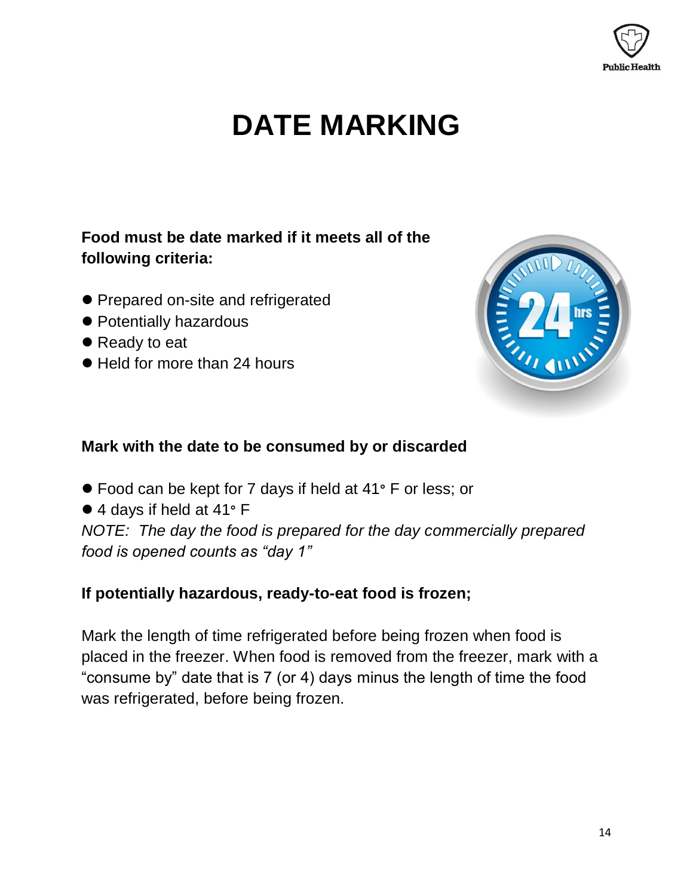# DATE MARKING

**Food must be date marked if it meets all of the following criteria:**

- Prepared on-site and refrigerated
- Potentially hazardous
- Ready to eat
- Held for more than 24 hours

**Mark with the date to be consumed by or discarded**

- Food can be kept for 7 days if held at 41° F or less; or
- 4 days if held at 41° F

*NOTE: The day the food is prepared for the day commercially prepared food is opened counts as "day 1"*

**If potentially hazardous, ready-to-eat food is frozen;**

Mark the length of time refrigerated before being frozen when food is placed in the freezer. When food is removed from the freezer, mark with a "consume by" date that is 7 (or 4) days minus the length of time the food was refrigerated, before being frozen.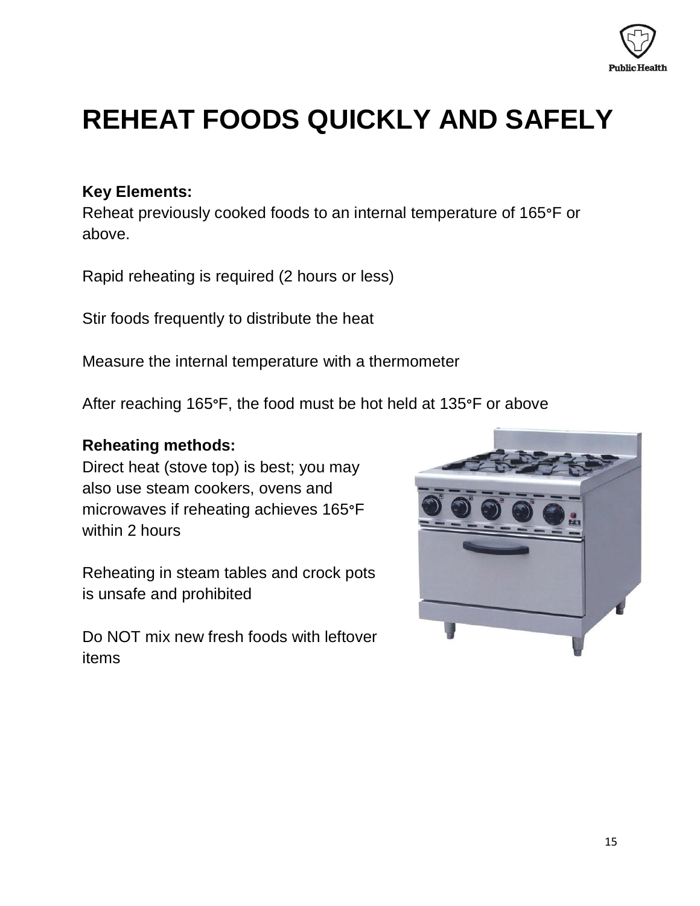# REHEAT FOODS QUICKLY AND SAFELY

**Key Elements:**

Reheat previously cooked foods to an internal temperature of 165°F or above.

Rapid reheating is required (2 hours or less)

Stir foods frequently to distribute the heat

Measure the internal temperature with a thermometer

After reaching 165°F, the food must be hot held at 135°F or above

**Reheating methods:**

Direct heat (stove top) is best; you may also use steam cookers, ovens and microwaves if reheating achieves 165°F within 2 hours

Reheating in steam tables and crock pots is unsafe and prohibited

Do NOT mix new fresh foods with leftover items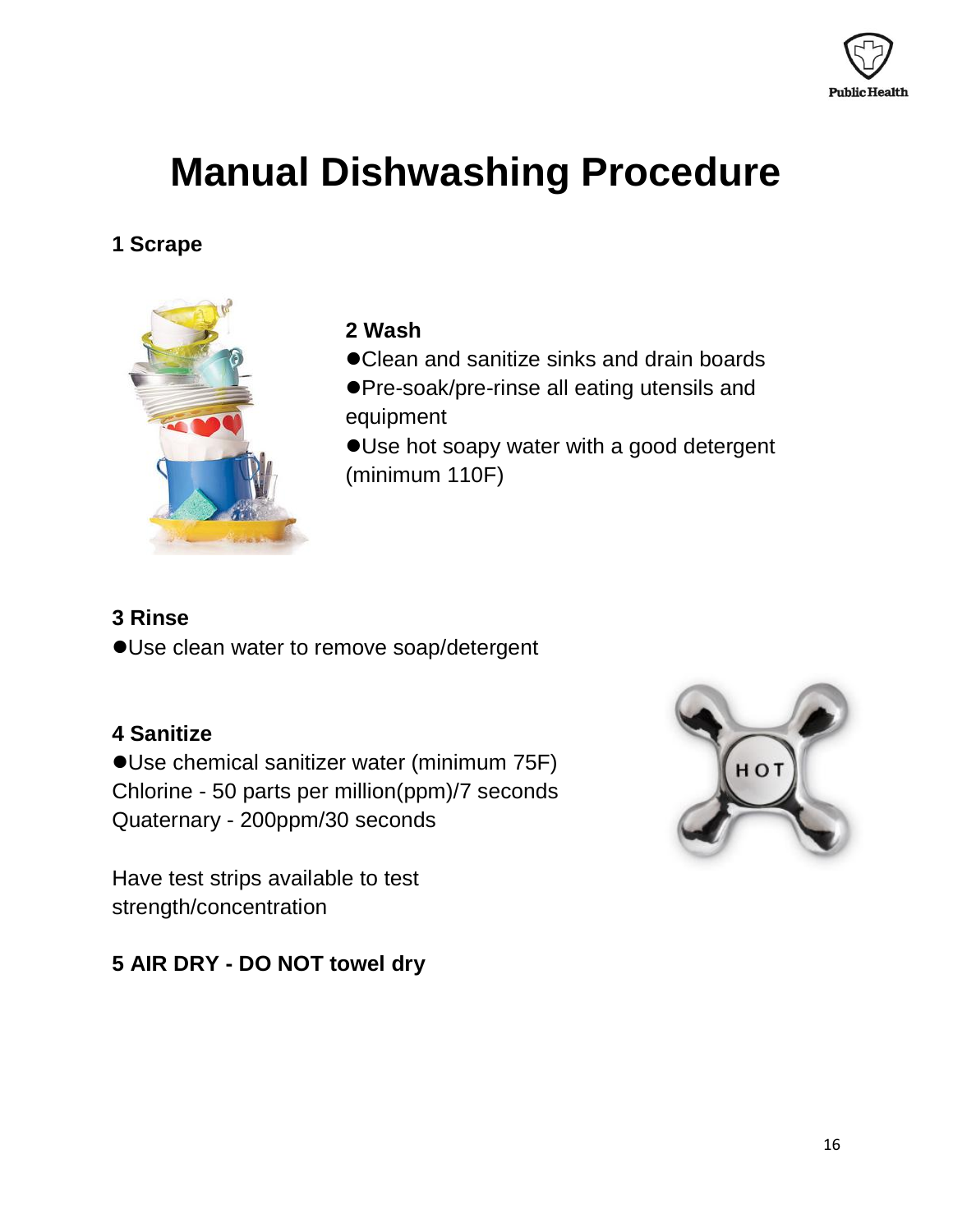# Manual Dishwashing Procedure

**1 Scrape**

**2 Wash**

- Clean and sanitize sinks and drain boards
- Pre-soak/pre-rinse all eating utensils and equipment
- Use hot soapy water with a good detergent (minimum 110F)

**3 Rinse**

- Use clean water to remove soap/detergent

**4 Sanitize**

- Use chemical sanitizer water (minimum 75F)

Chlorine - 50 parts per million(ppm)/7 seconds
Quaternary - 200ppm/30 seconds

Have test strips available to test strength/concentration

**5 AIR DRY - DO NOT towel dry**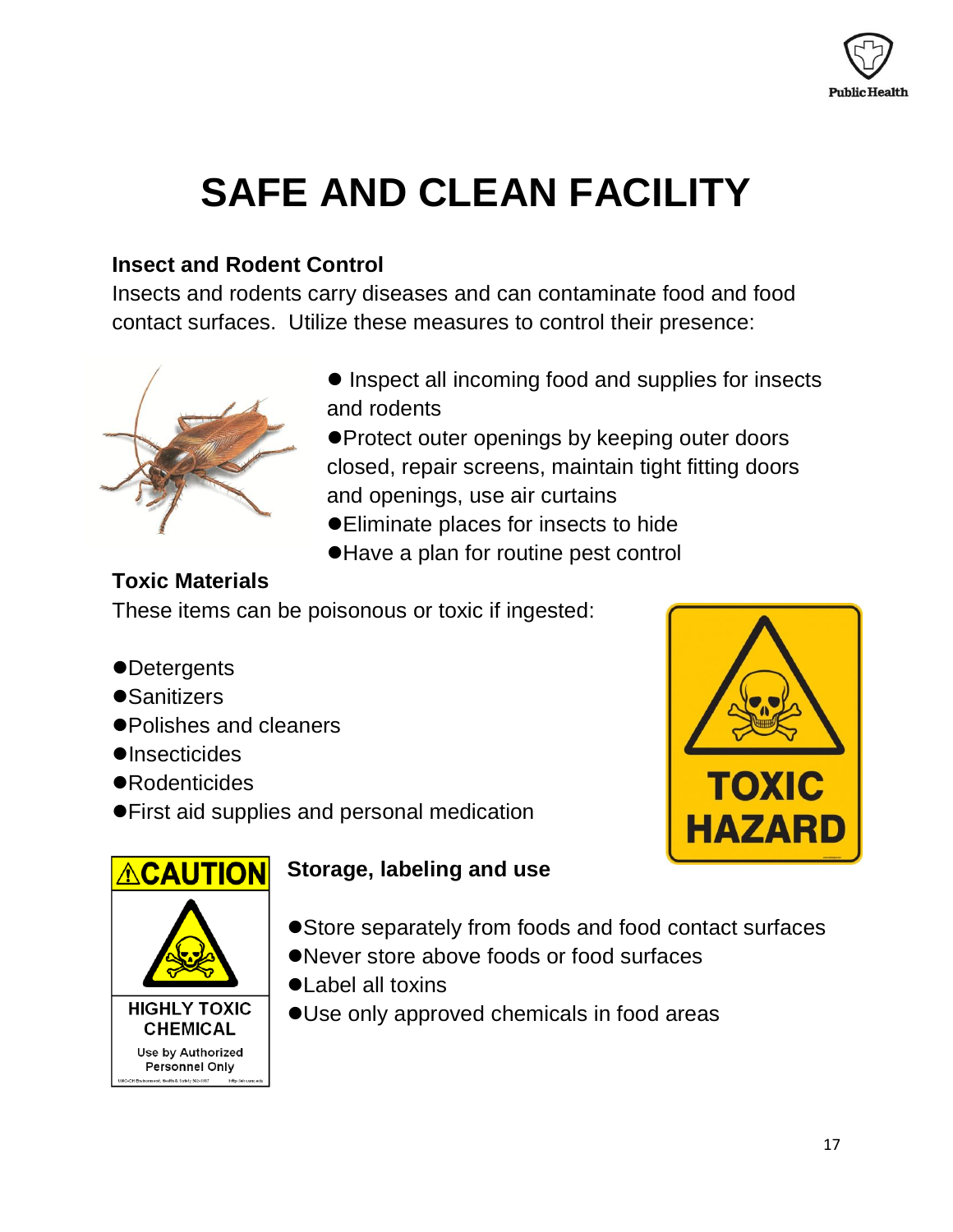# SAFE AND CLEAN FACILITY

## Insect and Rodent Control

Insects and rodents carry diseases and can contaminate food and food contact surfaces. Utilize these measures to control their presence:

- Inspect all incoming food and supplies for insects and rodents
- Protect outer openings by keeping outer doors closed, repair screens, maintain tight fitting doors and openings, use air curtains
- Eliminate places for insects to hide
- Have a plan for routine pest control

## Toxic Materials

These items can be poisonous or toxic if ingested:

- Detergents
- Sanitizers
- Polishes and cleaners
- Insecticides
- Rodenticides
- First aid supplies and personal medication

TOXIC HAZARD

⚠CAUTION

HIGHLY TOXIC CHEMICAL

Use by Authorized Personnel Only

### Storage, labeling and use

- Store separately from foods and food contact surfaces
- Never store above foods or food surfaces
- Label all toxins
- Use only approved chemicals in food areas